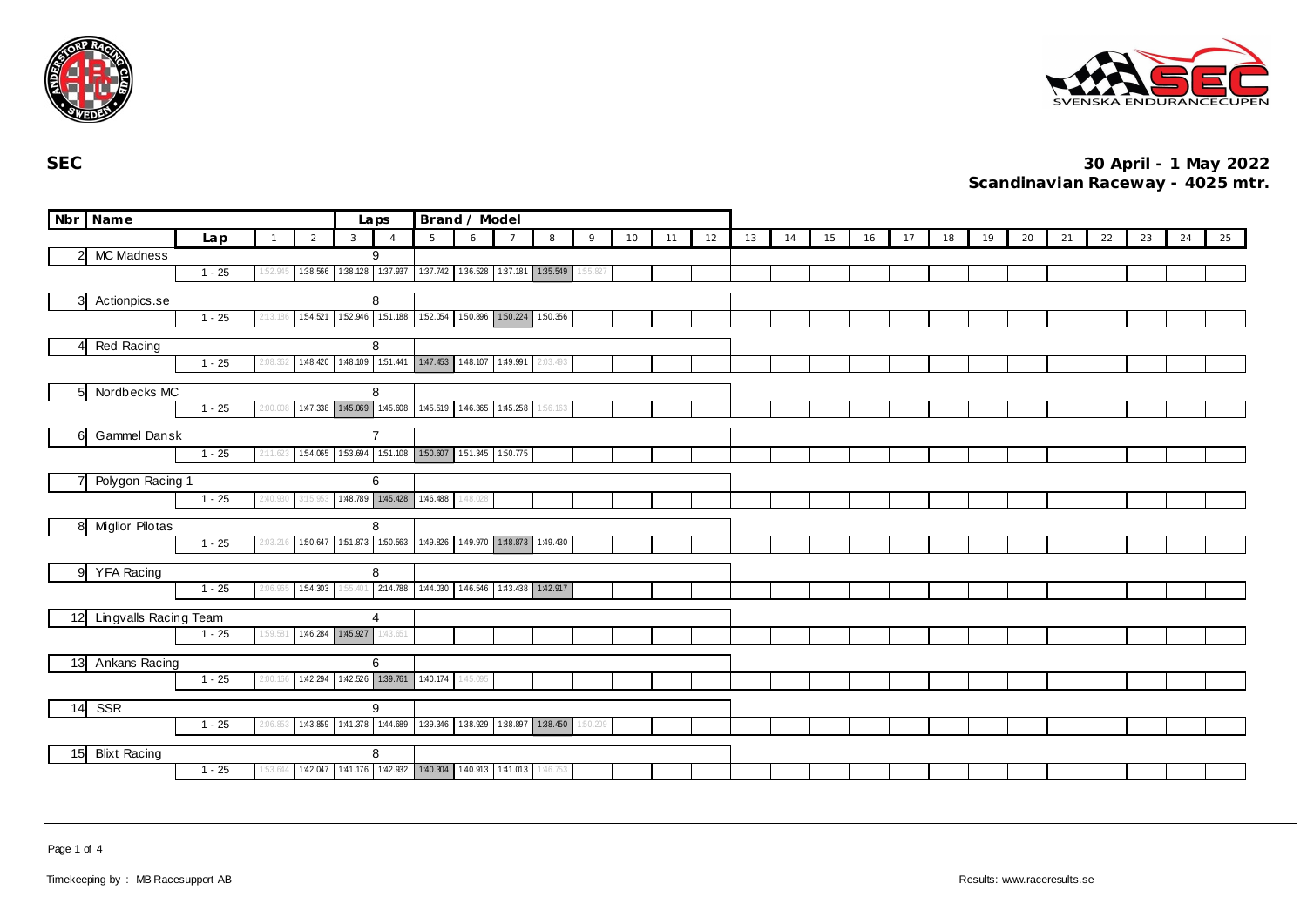**SEC**

**30 April - 1 May 2022**
**Scandinavian Raceway - 4025 mtr.**

| Nbr | Name | Lap | 1 | 2 | 3 | 4 | 5 | 6 | 7 | 8 | 9 | 10 | 11 | 12 | 13 | 14 | 15 | 16 | 17 | 18 | 19 | 20 | 21 | 22 | 23 | 24 | 25 |
|---|---|---|---|---|---|---|---|---|---|---|---|---|---|---|---|---|---|---|---|---|---|---|---|---|---|---|---|
| 2 | MC Madness (Laps: 9) | 1 - 25 | 1:52.945 | 1:38.566 | 1:38.128 | 1:37.937 | 1:37.742 | 1:36.528 | 1:37.181 | 1:35.549 | 1:55.827 | | | | | | | | | | | | | | | | |
| 3 | Actionpics.se (Laps: 8) | 1 - 25 | 2:13.186 | 1:54.521 | 1:52.946 | 1:51.188 | 1:52.054 | 1:50.896 | 1:50.224 | 1:50.356 | | | | | | | | | | | | | | | | | |
| 4 | Red Racing (Laps: 8) | 1 - 25 | 2:08.362 | 1:48.420 | 1:48.109 | 1:51.441 | 1:47.453 | 1:48.107 | 1:49.991 | 2:03.493 | | | | | | | | | | | | | | | | | |
| 5 | Nordbecks MC (Laps: 8) | 1 - 25 | 2:00.008 | 1:47.338 | 1:45.069 | 1:45.608 | 1:45.519 | 1:46.365 | 1:45.258 | 1:56.163 | | | | | | | | | | | | | | | | | |
| 6 | Gammel Dansk (Laps: 7) | 1 - 25 | 2:11.623 | 1:54.065 | 1:53.694 | 1:51.108 | 1:50.607 | 1:51.345 | 1:50.775 | | | | | | | | | | | | | | | | | | |
| 7 | Polygon Racing 1 (Laps: 6) | 1 - 25 | 2:40.930 | 3:15.953 | 1:48.789 | 1:45.428 | 1:46.488 | 1:48.028 | | | | | | | | | | | | | | | | | | | |
| 8 | Miglior Pilotas (Laps: 8) | 1 - 25 | 2:03.216 | 1:50.647 | 1:51.873 | 1:50.563 | 1:49.826 | 1:49.970 | 1:48.873 | 1:49.430 | | | | | | | | | | | | | | | | | |
| 9 | YFA Racing (Laps: 8) | 1 - 25 | 2:06.965 | 1:54.303 | 1:55.401 | 2:14.788 | 1:44.030 | 1:46.546 | 1:43.438 | 1:42.917 | | | | | | | | | | | | | | | | | |
| 12 | Lingvalls Racing Team (Laps: 4) | 1 - 25 | 1:59.581 | 1:46.284 | 1:45.927 | 1:43.651 | | | | | | | | | | | | | | | | | | | | | |
| 13 | Ankans Racing (Laps: 6) | 1 - 25 | 2:00.166 | 1:42.294 | 1:42.526 | 1:39.761 | 1:40.174 | 1:45.095 | | | | | | | | | | | | | | | | | | | |
| 14 | SSR (Laps: 9) | 1 - 25 | 2:06.853 | 1:43.659 | 1:41.378 | 1:44.689 | 1:39.346 | 1:38.929 | 1:38.897 | 1:38.450 | 1:50.209 | | | | | | | | | | | | | | | | |
| 15 | Blixt Racing (Laps: 8) | 1 - 25 | 1:53.644 | 1:42.047 | 1:41.176 | 1:42.932 | 1:40.304 | 1:40.913 | 1:41.013 | 1:46.753 | | | | | | | | | | | | | | | | | |

Timekeeping by : MB Racesupport AB

Results: www.raceresults.se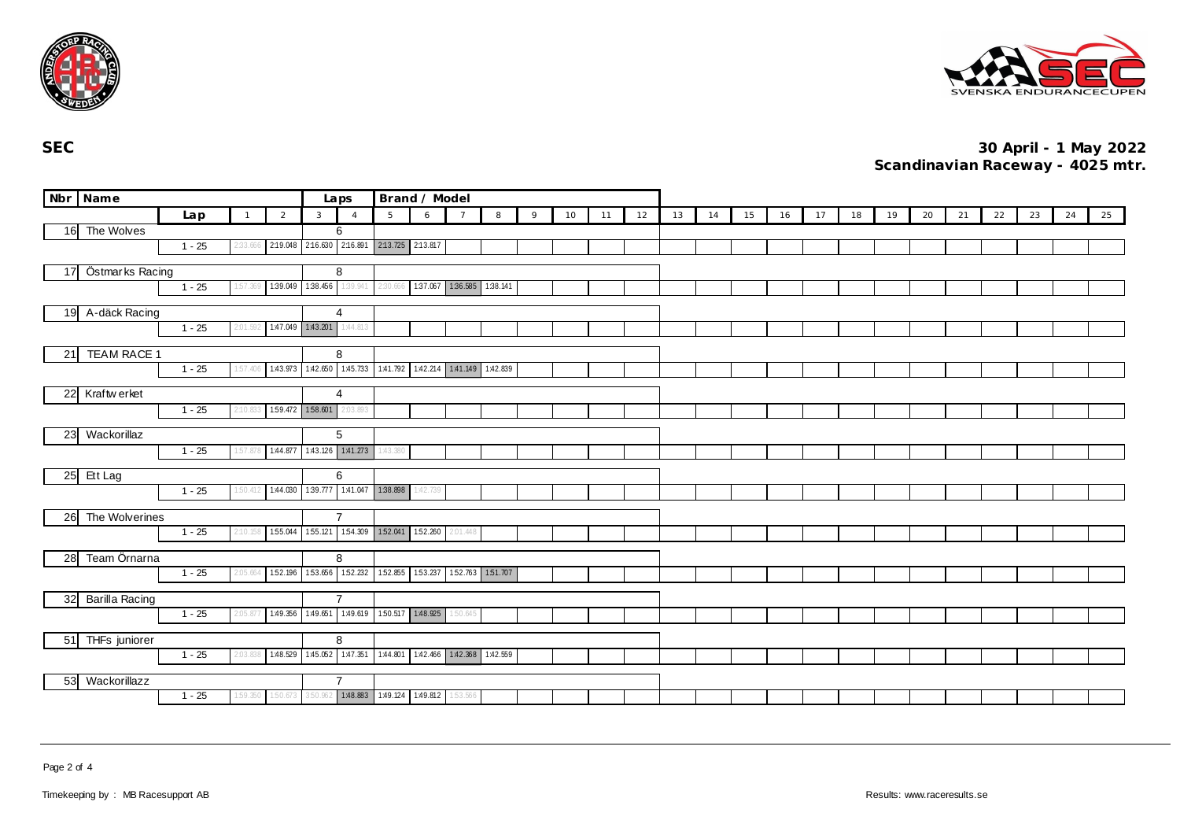**SEC**

**30 April - 1 May 2022**
**Scandinavian Raceway - 4025 mtr.**

| Nbr | Name | Lap | 1 | 2 | 3 | 4 | 5 | 6 | 7 | 8 | 9 | 10 | 11 | 12 | 13 | 14 | 15 | 16 | 17 | 18 | 19 | 20 | 21 | 22 | 23 | 24 | 25 |
|---|---|---|---|---|---|---|---|---|---|---|---|---|---|---|---|---|---|---|---|---|---|---|---|---|---|---|---|
| | | | | | Laps | | Brand / Model | | | | | | | | | | | | | | | | | | | | |
| 16 | The Wolves | | | | 6 | | | | | | | | | | | | | | | | | | | | | | |
| | | 1 - 25 | 2:33.666 | 2:19.048 | 2:16.630 | 2:16.891 | 2:13.725 | 2:13.817 | | | | | | | | | | | | | | | | | | | |
| 17 | Östmarks Racing | | | | 8 | | | | | | | | | | | | | | | | | | | | | | |
| | | 1 - 25 | 1:57.369 | 1:39.049 | 1:38.456 | 1:39.941 | 2:30.666 | 1:37.067 | 1:36.585 | 1:38.141 | | | | | | | | | | | | | | | | | |
| 19 | A-däck Racing | | | | 4 | | | | | | | | | | | | | | | | | | | | | | |
| | | 1 - 25 | 2:01.592 | 1:47.049 | 1:43.201 | 1:44.813 | | | | | | | | | | | | | | | | | | | | | |
| 21 | TEAM RACE 1 | | | | 8 | | | | | | | | | | | | | | | | | | | | | | |
| | | 1 - 25 | 1:57.406 | 1:43.973 | 1:42.650 | 1:45.733 | 1:41.792 | 1:42.214 | 1:41.149 | 1:42.839 | | | | | | | | | | | | | | | | | |
| 22 | Kraftwerket | | | | 4 | | | | | | | | | | | | | | | | | | | | | | |
| | | 1 - 25 | 2:10.833 | 1:59.472 | 1:58.601 | 2:03.893 | | | | | | | | | | | | | | | | | | | | | |
| 23 | Wackorillaz | | | | 5 | | | | | | | | | | | | | | | | | | | | | | |
| | | 1 - 25 | 1:57.878 | 1:44.877 | 1:43.126 | 1:41.273 | 1:43.380 | | | | | | | | | | | | | | | | | | | | |
| 25 | Ett Lag | | | | 6 | | | | | | | | | | | | | | | | | | | | | | |
| | | 1 - 25 | 1:50.412 | 1:44.030 | 1:39.777 | 1:41.047 | 1:38.898 | 1:42.739 | | | | | | | | | | | | | | | | | | | |
| 26 | The Wolverines | | | | 7 | | | | | | | | | | | | | | | | | | | | | | |
| | | 1 - 25 | 2:10.158 | 1:55.044 | 1:55.121 | 1:54.309 | 1:52.041 | 1:52.260 | 2:01.448 | | | | | | | | | | | | | | | | | | |
| 28 | Team Örnarna | | | | 8 | | | | | | | | | | | | | | | | | | | | | | |
| | | 1 - 25 | 2:05.664 | 1:52.196 | 1:53.656 | 1:52.232 | 1:52.855 | 1:53.237 | 1:52.763 | 1:51.707 | | | | | | | | | | | | | | | | | |
| 32 | Barilla Racing | | | | 7 | | | | | | | | | | | | | | | | | | | | | | |
| | | 1 - 25 | 2:05.877 | 1:49.356 | 1:49.651 | 1:49.619 | 1:50.517 | 1:48.925 | 1:50.645 | | | | | | | | | | | | | | | | | | |
| 51 | THFs juniorer | | | | 8 | | | | | | | | | | | | | | | | | | | | | | |
| | | 1 - 25 | 2:03.838 | 1:48.529 | 1:45.052 | 1:47.351 | 1:44.801 | 1:42.466 | 1:42.368 | 1:42.559 | | | | | | | | | | | | | | | | | |
| 53 | Wackorillazz | | | | 7 | | | | | | | | | | | | | | | | | | | | | | |
| | | 1 - 25 | 1:59.350 | 1:50.673 | 3:50.962 | 1:48.883 | 1:49.124 | 1:49.812 | 1:53.566 | | | | | | | | | | | | | | | | | | |

Timekeeping by : MB Racesupport AB

Results: www.raceresults.se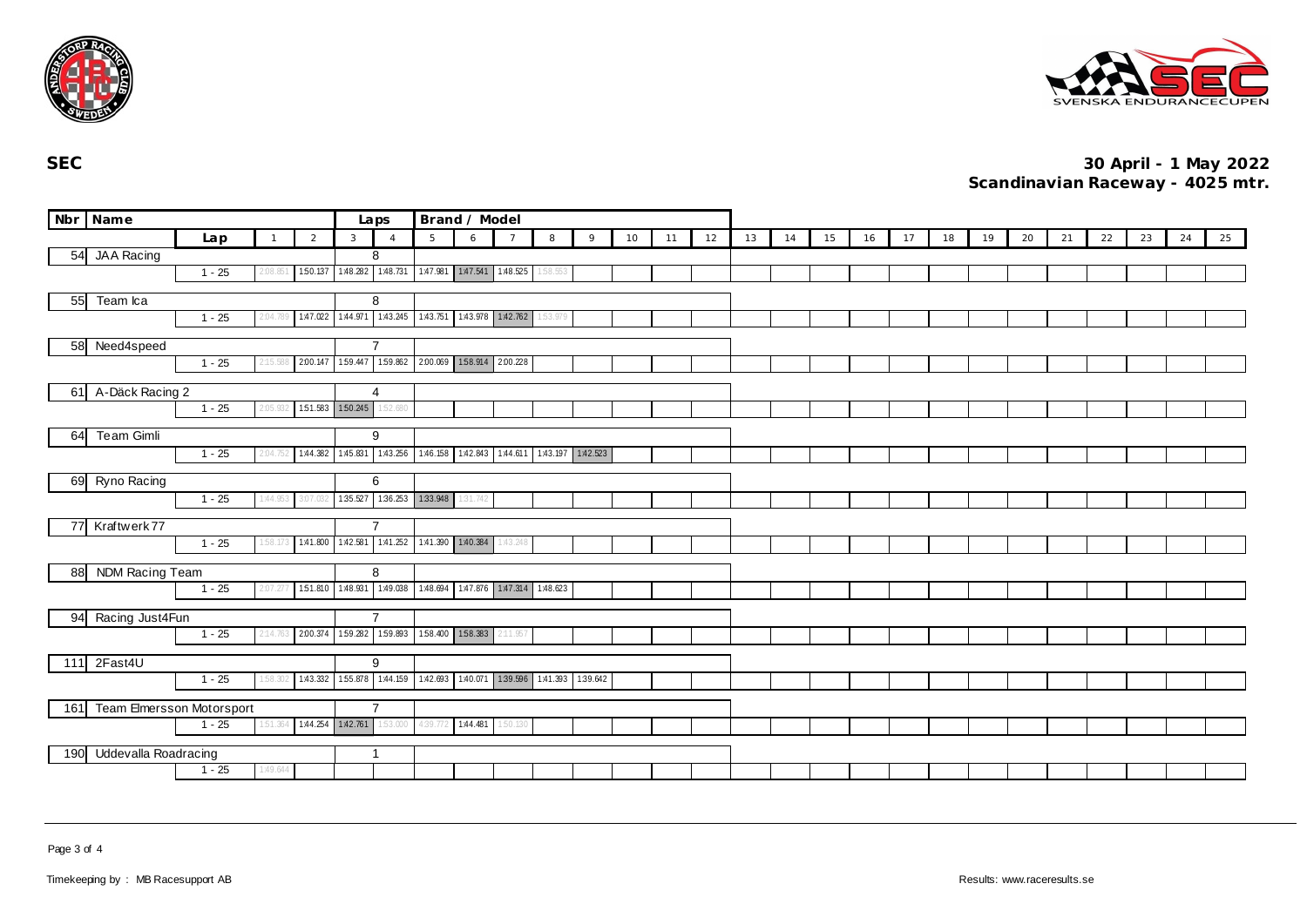**SEC**

**30 April - 1 May 2022**
**Scandinavian Raceway - 4025 mtr.**

| Nbr | Name | Lap | Laps | Brand / Model | 1 | 2 | 3 | 4 | 5 | 6 | 7 | 8 | 9 | 10 | 11 | 12 | 13 | 14 | 15 | 16 | 17 | 18 | 19 | 20 | 21 | 22 | 23 | 24 | 25 |
|---|---|---|---|---|---|---|---|---|---|---|---|---|---|---|---|---|---|---|---|---|---|---|---|---|---|---|---|---|---|
| 54 | JAA Racing | 1 - 25 | 8 | | 2:08.851 | 1:50.137 | 1:48.282 | 1:48.731 | 1:47.981 | 1:47.541 | 1:48.525 | 1:58.553 | | | | | | | | | | | | | | | | | |
| 55 | Team Ica | 1 - 25 | 8 | | 2:04.789 | 1:47.022 | 1:44.971 | 1:43.245 | 1:43.751 | 1:43.978 | 1:42.762 | 1:53.979 | | | | | | | | | | | | | | | | | |
| 58 | Need4speed | 1 - 25 | 7 | | 2:15.588 | 2:00.147 | 1:59.447 | 1:59.862 | 2:00.069 | 1:58.914 | 2:00.228 | | | | | | | | | | | | | | | | | | |
| 61 | A-Däck Racing 2 | 1 - 25 | 4 | | 2:05.932 | 1:51.583 | 1:50.245 | 1:52.680 | | | | | | | | | | | | | | | | | | | | | |
| 64 | Team Gimli | 1 - 25 | 9 | | 2:04.752 | 1:44.382 | 1:45.831 | 1:43.256 | 1:46.158 | 1:42.843 | 1:44.611 | 1:43.197 | 1:42.523 | | | | | | | | | | | | | | | | |
| 69 | Ryno Racing | 1 - 25 | 6 | | 1:44.953 | 2:07.032 | 1:35.527 | 1:36.253 | 1:33.948 | 1:31.742 | | | | | | | | | | | | | | | | | | | |
| 77 | Kraftwerk 77 | 1 - 25 | 7 | | 1:58.173 | 1:41.800 | 1:42.581 | 1:41.252 | 1:41.390 | 1:40.384 | 1:43.248 | | | | | | | | | | | | | | | | | | |
| 88 | NDM Racing Team | 1 - 25 | 8 | | 2:07.277 | 1:51.810 | 1:48.931 | 1:49.038 | 1:48.694 | 1:47.876 | 1:47.314 | 1:48.623 | | | | | | | | | | | | | | | | | |
| 94 | Racing Just4Fun | 1 - 25 | 7 | | 2:14.763 | 2:00.374 | 1:59.282 | 1:59.893 | 1:58.400 | 1:58.383 | 2:11.957 | | | | | | | | | | | | | | | | | | |
| 111 | 2Fast4U | 1 - 25 | 9 | | 1:58.302 | 1:43.332 | 1:55.878 | 1:44.159 | 1:42.693 | 1:40.071 | 1:39.596 | 1:41.393 | 1:39.642 | | | | | | | | | | | | | | | | |
| 161 | Team Elmersson Motorsport | 1 - 25 | 7 | | 1:51.364 | 1:44.254 | 1:42.761 | 1:53.000 | 4:39.772 | 1:44.481 | 1:50.130 | | | | | | | | | | | | | | | | | | |
| 190 | Uddevalla Roadracing | 1 - 25 | 1 | | 1:49.644 | | | | | | | | | | | | | | | | | | | | | | | | |

Timekeeping by : MB Racesupport AB

Results: www.raceresults.se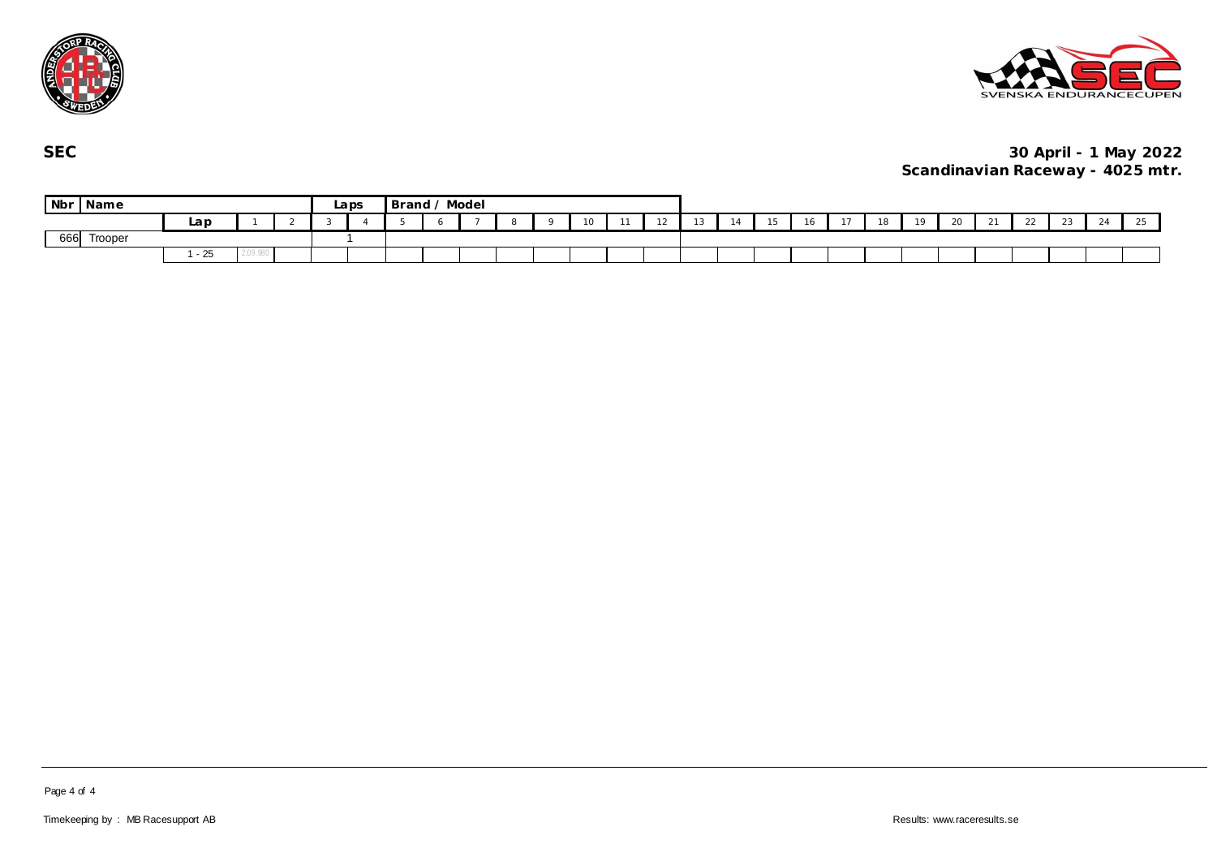**SEC**

**30 April - 1 May 2022**
**Scandinavian Raceway - 4025 mtr.**

| Nbr | Name | | | | Laps | | Brand / Model | | | | | | | | | | | | | | | | | | | | | |
|---|---|---|---|---|---|---|---|---|---|---|---|---|---|---|---|---|---|---|---|---|---|---|---|---|---|---|---|---|
| | | Lap | 1 | 2 | 3 | 4 | 5 | 6 | 7 | 8 | 9 | 10 | 11 | 12 | 13 | 14 | 15 | 16 | 17 | 18 | 19 | 20 | 21 | 22 | 23 | 24 | 25 | |
| 666 | Trooper | | | | 1 | | | | | | | | | | | | | | | | | | | | | | | |
| | | 1 - 25 | 2:09.980 | | | | | | | | | | | | | | | | | | | | | | | | | |

Timekeeping by : MB Racesupport AB

Results: www.raceresults.se